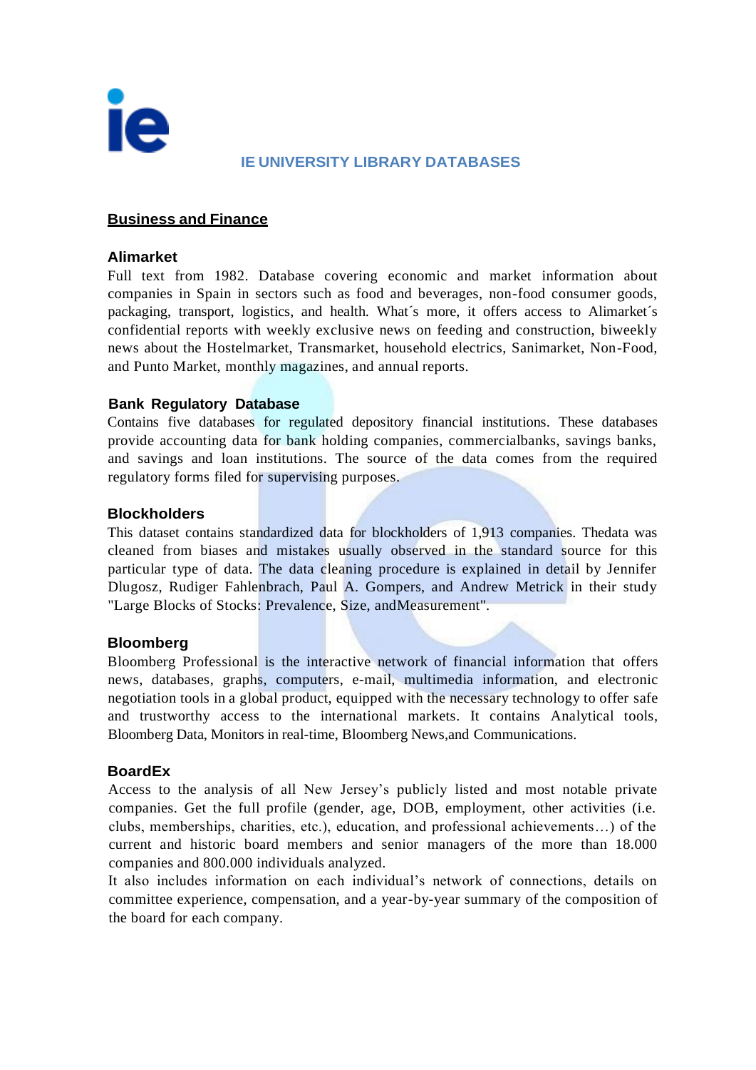# IE UNIVERSITY LIBRARY DATABASES

## Business and Finance

### Alimarket

Full text from 1982. Database covering economic and market information about companies in Spain in sectors such as food and beverages, non-food consumer goods, packaging, transport, logistics, and health. What´s more, it offers access to Alimarket´s confidential reports with weekly exclusive news on feeding and construction, biweekly news about the Hostelmarket, Transmarket, household electrics, Sanimarket, Non-Food, and Punto Market, monthly magazines, and annual reports.

### Bank Regulatory Database

Contains five databases for regulated depository financial institutions. These databases provide accounting data for bank holding companies, commercialbanks, savings banks, and savings and loan institutions. The source of the data comes from the required regulatory forms filed for supervising purposes.

### Blockholders

This dataset contains standardized data for blockholders of 1,913 companies. Thedata was cleaned from biases and mistakes usually observed in the standard source for this particular type of data. The data cleaning procedure is explained in detail by Jennifer Dlugosz, Rudiger Fahlenbrach, Paul A. Gompers, and Andrew Metrick in their study "Large Blocks of Stocks: Prevalence, Size, andMeasurement".

### Bloomberg

Bloomberg Professional is the interactive network of financial information that offers news, databases, graphs, computers, e-mail, multimedia information, and electronic negotiation tools in a global product, equipped with the necessary technology to offer safe and trustworthy access to the international markets. It contains Analytical tools, Bloomberg Data, Monitors in real-time, Bloomberg News,and Communications.

### BoardEx

Access to the analysis of all New Jersey's publicly listed and most notable private companies. Get the full profile (gender, age, DOB, employment, other activities (i.e. clubs, memberships, charities, etc.), education, and professional achievements…) of the current and historic board members and senior managers of the more than 18.000 companies and 800.000 individuals analyzed.

It also includes information on each individual's network of connections, details on committee experience, compensation, and a year-by-year summary of the composition of the board for each company.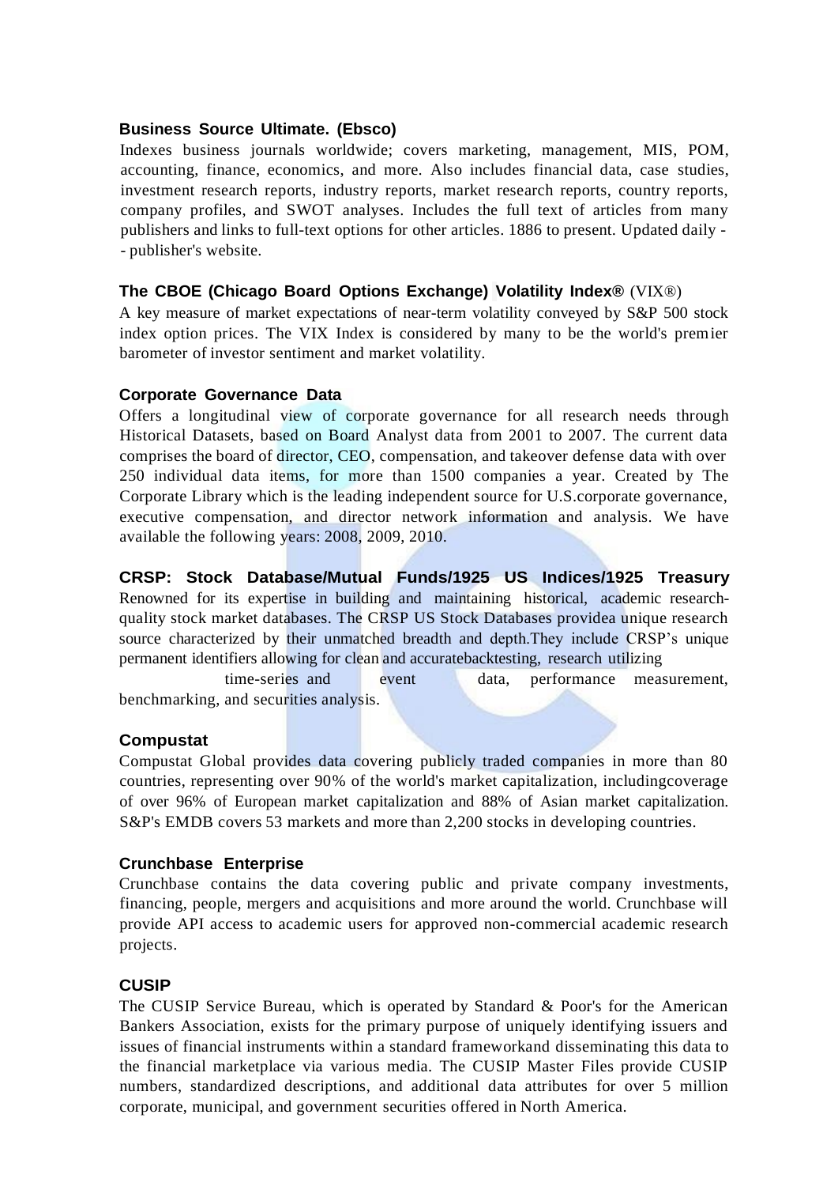**Business Source Ultimate. (Ebsco)**

Indexes business journals worldwide; covers marketing, management, MIS, POM, accounting, finance, economics, and more. Also includes financial data, case studies, investment research reports, industry reports, market research reports, country reports, company profiles, and SWOT analyses. Includes the full text of articles from many publishers and links to full-text options for other articles. 1886 to present. Updated daily -- publisher's website.

**The CBOE (Chicago Board Options Exchange) Volatility Index®** (VIX®)

A key measure of market expectations of near-term volatility conveyed by S&P 500 stock index option prices. The VIX Index is considered by many to be the world's premier barometer of investor sentiment and market volatility.

**Corporate Governance Data**

Offers a longitudinal view of corporate governance for all research needs through Historical Datasets, based on Board Analyst data from 2001 to 2007. The current data comprises the board of director, CEO, compensation, and takeover defense data with over 250 individual data items, for more than 1500 companies a year. Created by The Corporate Library which is the leading independent source for U.S.corporate governance, executive compensation, and director network information and analysis. We have available the following years: 2008, 2009, 2010.

**CRSP: Stock Database/Mutual Funds/1925 US Indices/1925 Treasury**

Renowned for its expertise in building and maintaining historical, academic research-quality stock market databases. The CRSP US Stock Databases providea unique research source characterized by their unmatched breadth and depth.They include CRSP's unique permanent identifiers allowing for clean and accuratebacktesting, research utilizing time-series and event data, performance measurement, benchmarking, and securities analysis.

**Compustat**

Compustat Global provides data covering publicly traded companies in more than 80 countries, representing over 90% of the world's market capitalization, includingcoverage of over 96% of European market capitalization and 88% of Asian market capitalization. S&P's EMDB covers 53 markets and more than 2,200 stocks in developing countries.

**Crunchbase Enterprise**

Crunchbase contains the data covering public and private company investments, financing, people, mergers and acquisitions and more around the world. Crunchbase will provide API access to academic users for approved non-commercial academic research projects.

**CUSIP**

The CUSIP Service Bureau, which is operated by Standard & Poor's for the American Bankers Association, exists for the primary purpose of uniquely identifying issuers and issues of financial instruments within a standard frameworkand disseminating this data to the financial marketplace via various media. The CUSIP Master Files provide CUSIP numbers, standardized descriptions, and additional data attributes for over 5 million corporate, municipal, and government securities offered in North America.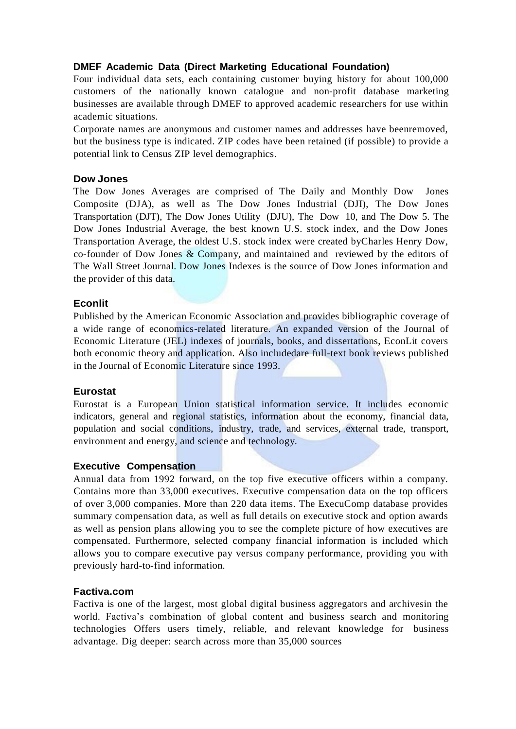### DMEF Academic Data (Direct Marketing Educational Foundation)

Four individual data sets, each containing customer buying history for about 100,000 customers of the nationally known catalogue and non-profit database marketing businesses are available through DMEF to approved academic researchers for use within academic situations.

Corporate names are anonymous and customer names and addresses have beenremoved, but the business type is indicated. ZIP codes have been retained (if possible) to provide a potential link to Census ZIP level demographics.

### Dow Jones

The Dow Jones Averages are comprised of The Daily and Monthly Dow Jones Composite (DJA), as well as The Dow Jones Industrial (DJI), The Dow Jones Transportation (DJT), The Dow Jones Utility (DJU), The Dow 10, and The Dow 5. The Dow Jones Industrial Average, the best known U.S. stock index, and the Dow Jones Transportation Average, the oldest U.S. stock index were created byCharles Henry Dow, co-founder of Dow Jones & Company, and maintained and reviewed by the editors of The Wall Street Journal. Dow Jones Indexes is the source of Dow Jones information and the provider of this data.

### Econlit

Published by the American Economic Association and provides bibliographic coverage of a wide range of economics-related literature. An expanded version of the Journal of Economic Literature (JEL) indexes of journals, books, and dissertations, EconLit covers both economic theory and application. Also includedare full-text book reviews published in the Journal of Economic Literature since 1993.

### Eurostat

Eurostat is a European Union statistical information service. It includes economic indicators, general and regional statistics, information about the economy, financial data, population and social conditions, industry, trade, and services, external trade, transport, environment and energy, and science and technology.

### Executive Compensation

Annual data from 1992 forward, on the top five executive officers within a company. Contains more than 33,000 executives. Executive compensation data on the top officers of over 3,000 companies. More than 220 data items. The ExecuComp database provides summary compensation data, as well as full details on executive stock and option awards as well as pension plans allowing you to see the complete picture of how executives are compensated. Furthermore, selected company financial information is included which allows you to compare executive pay versus company performance, providing you with previously hard-to-find information.

### Factiva.com

Factiva is one of the largest, most global digital business aggregators and archivesin the world. Factiva's combination of global content and business search and monitoring technologies Offers users timely, reliable, and relevant knowledge for business advantage. Dig deeper: search across more than 35,000 sources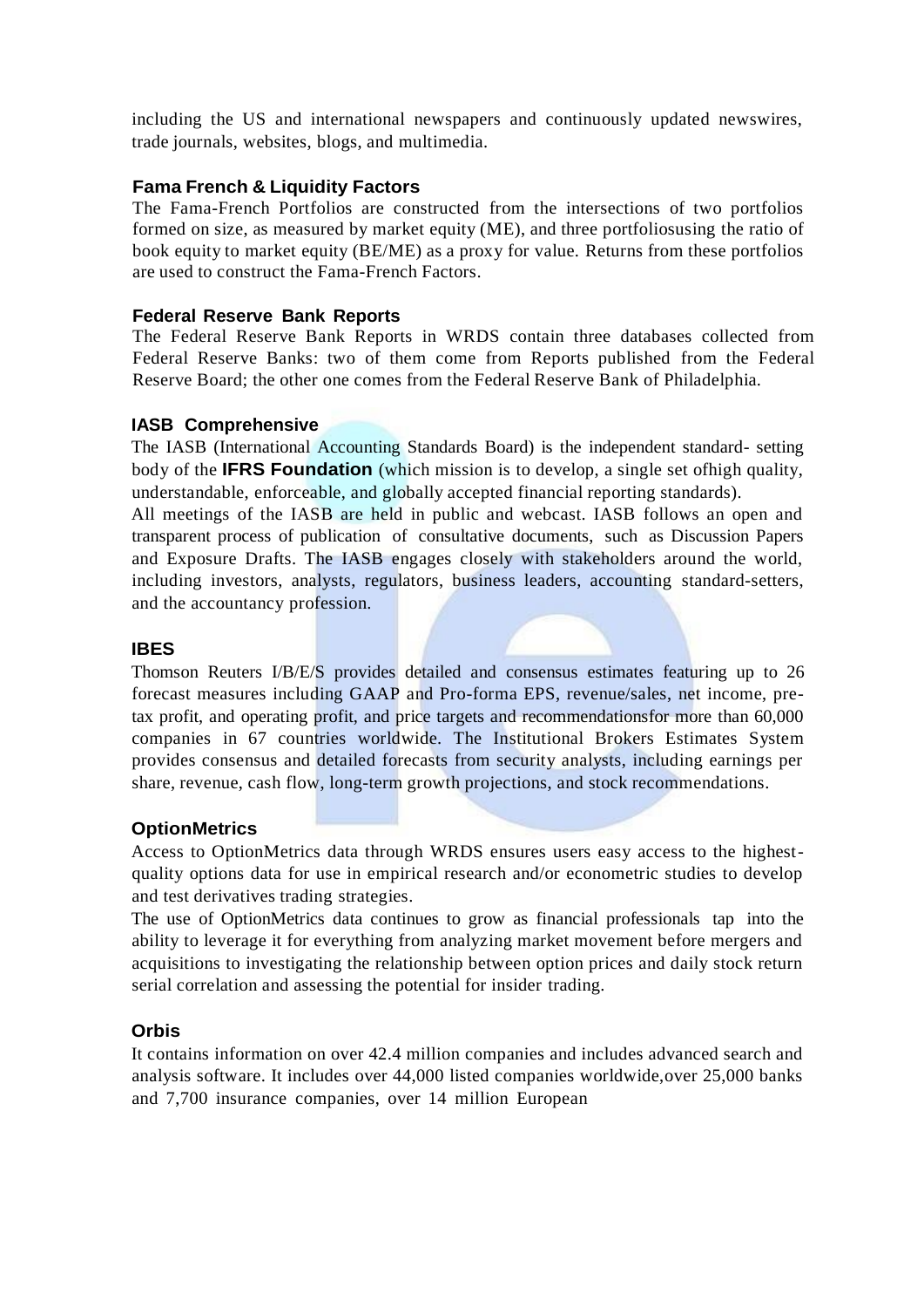including the US and international newspapers and continuously updated newswires, trade journals, websites, blogs, and multimedia.

### Fama French & Liquidity Factors

The Fama-French Portfolios are constructed from the intersections of two portfolios formed on size, as measured by market equity (ME), and three portfoliosusing the ratio of book equity to market equity (BE/ME) as a proxy for value. Returns from these portfolios are used to construct the Fama-French Factors.

### Federal Reserve Bank Reports

The Federal Reserve Bank Reports in WRDS contain three databases collected from Federal Reserve Banks: two of them come from Reports published from the Federal Reserve Board; the other one comes from the Federal Reserve Bank of Philadelphia.

### IASB Comprehensive

The IASB (International Accounting Standards Board) is the independent standard- setting body of the **IFRS Foundation** (which mission is to develop, a single set ofhigh quality, understandable, enforceable, and globally accepted financial reporting standards).

All meetings of the IASB are held in public and webcast. IASB follows an open and transparent process of publication of consultative documents, such as Discussion Papers and Exposure Drafts. The IASB engages closely with stakeholders around the world, including investors, analysts, regulators, business leaders, accounting standard-setters, and the accountancy profession.

### IBES

Thomson Reuters I/B/E/S provides detailed and consensus estimates featuring up to 26 forecast measures including GAAP and Pro-forma EPS, revenue/sales, net income, pre-tax profit, and operating profit, and price targets and recommendationsfor more than 60,000 companies in 67 countries worldwide. The Institutional Brokers Estimates System provides consensus and detailed forecasts from security analysts, including earnings per share, revenue, cash flow, long-term growth projections, and stock recommendations.

### OptionMetrics

Access to OptionMetrics data through WRDS ensures users easy access to the highest-quality options data for use in empirical research and/or econometric studies to develop and test derivatives trading strategies.

The use of OptionMetrics data continues to grow as financial professionals tap into the ability to leverage it for everything from analyzing market movement before mergers and acquisitions to investigating the relationship between option prices and daily stock return serial correlation and assessing the potential for insider trading.

### Orbis

It contains information on over 42.4 million companies and includes advanced search and analysis software. It includes over 44,000 listed companies worldwide,over 25,000 banks and 7,700 insurance companies, over 14 million European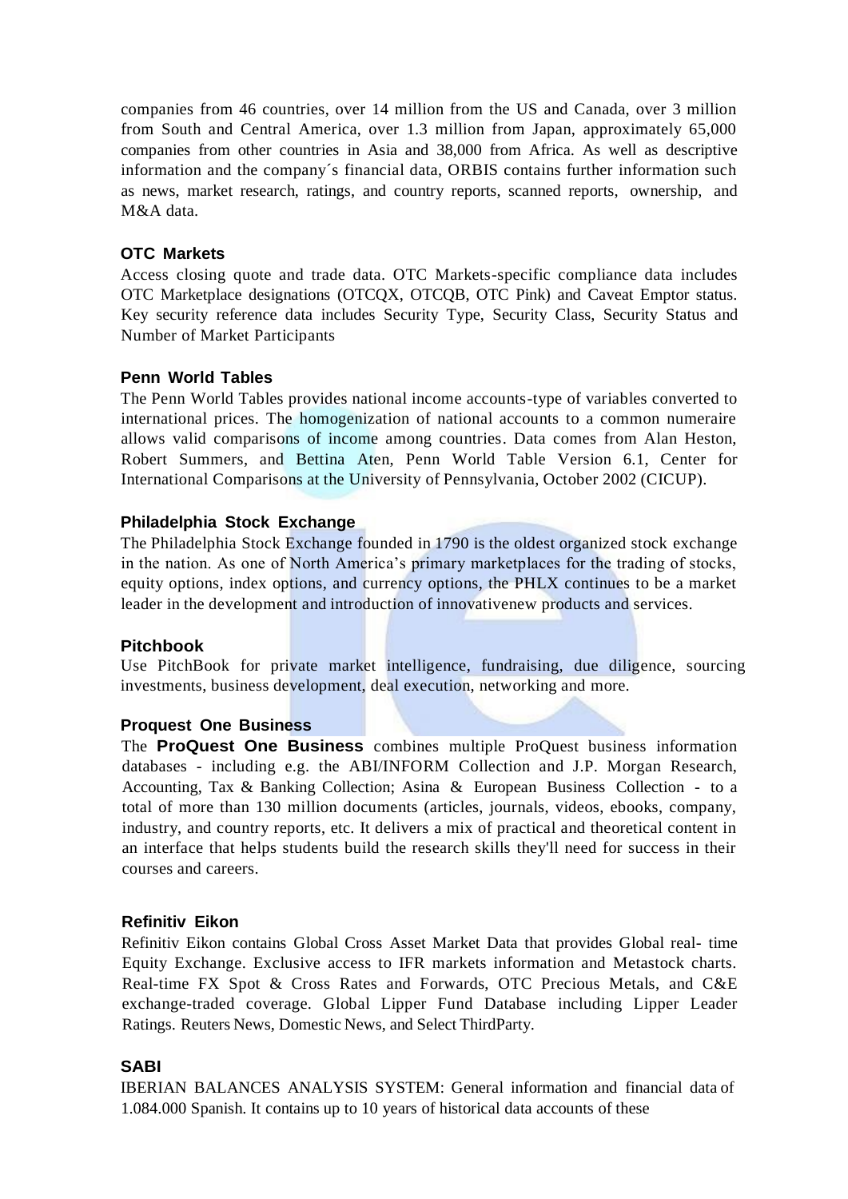companies from 46 countries, over 14 million from the US and Canada, over 3 million from South and Central America, over 1.3 million from Japan, approximately 65,000 companies from other countries in Asia and 38,000 from Africa. As well as descriptive information and the company´s financial data, ORBIS contains further information such as news, market research, ratings, and country reports, scanned reports, ownership, and M&A data.

### OTC Markets

Access closing quote and trade data. OTC Markets-specific compliance data includes OTC Marketplace designations (OTCQX, OTCQB, OTC Pink) and Caveat Emptor status. Key security reference data includes Security Type, Security Class, Security Status and Number of Market Participants

### Penn World Tables

The Penn World Tables provides national income accounts-type of variables converted to international prices. The homogenization of national accounts to a common numeraire allows valid comparisons of income among countries. Data comes from Alan Heston, Robert Summers, and Bettina Aten, Penn World Table Version 6.1, Center for International Comparisons at the University of Pennsylvania, October 2002 (CICUP).

### Philadelphia Stock Exchange

The Philadelphia Stock Exchange founded in 1790 is the oldest organized stock exchange in the nation. As one of North America's primary marketplaces for the trading of stocks, equity options, index options, and currency options, the PHLX continues to be a market leader in the development and introduction of innovativenew products and services.

### Pitchbook

Use PitchBook for private market intelligence, fundraising, due diligence, sourcing investments, business development, deal execution, networking and more.

### Proquest One Business

The **ProQuest One Business** combines multiple ProQuest business information databases - including e.g. the ABI/INFORM Collection and J.P. Morgan Research, Accounting, Tax & Banking Collection; Asina & European Business Collection - to a total of more than 130 million documents (articles, journals, videos, ebooks, company, industry, and country reports, etc. It delivers a mix of practical and theoretical content in an interface that helps students build the research skills they'll need for success in their courses and careers.

### Refinitiv Eikon

Refinitiv Eikon contains Global Cross Asset Market Data that provides Global real- time Equity Exchange. Exclusive access to IFR markets information and Metastock charts. Real-time FX Spot & Cross Rates and Forwards, OTC Precious Metals, and C&E exchange-traded coverage. Global Lipper Fund Database including Lipper Leader Ratings. Reuters News, Domestic News, and Select ThirdParty.

### SABI

IBERIAN BALANCES ANALYSIS SYSTEM: General information and financial data of 1.084.000 Spanish. It contains up to 10 years of historical data accounts of these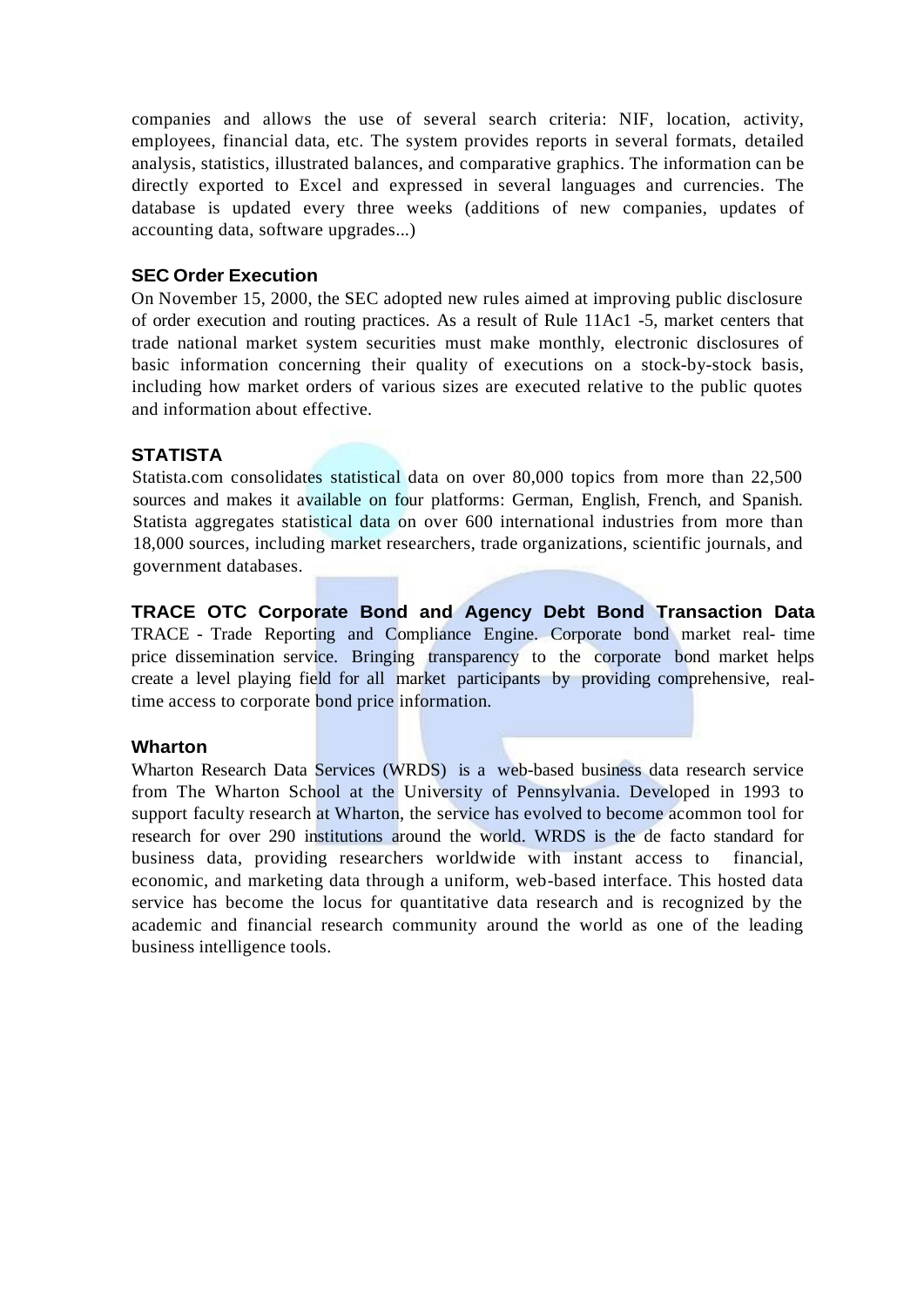companies and allows the use of several search criteria: NIF, location, activity, employees, financial data, etc. The system provides reports in several formats, detailed analysis, statistics, illustrated balances, and comparative graphics. The information can be directly exported to Excel and expressed in several languages and currencies. The database is updated every three weeks (additions of new companies, updates of accounting data, software upgrades...)

### SEC Order Execution

On November 15, 2000, the SEC adopted new rules aimed at improving public disclosure of order execution and routing practices. As a result of Rule 11Ac1 -5, market centers that trade national market system securities must make monthly, electronic disclosures of basic information concerning their quality of executions on a stock-by-stock basis, including how market orders of various sizes are executed relative to the public quotes and information about effective.

### STATISTA

Statista.com consolidates statistical data on over 80,000 topics from more than 22,500 sources and makes it available on four platforms: German, English, French, and Spanish. Statista aggregates statistical data on over 600 international industries from more than 18,000 sources, including market researchers, trade organizations, scientific journals, and government databases.

### TRACE OTC Corporate Bond and Agency Debt Bond Transaction Data

TRACE - Trade Reporting and Compliance Engine. Corporate bond market real- time price dissemination service. Bringing transparency to the corporate bond market helps create a level playing field for all market participants by providing comprehensive, real-time access to corporate bond price information.

### Wharton

Wharton Research Data Services (WRDS) is a web-based business data research service from The Wharton School at the University of Pennsylvania. Developed in 1993 to support faculty research at Wharton, the service has evolved to become acommon tool for research for over 290 institutions around the world. WRDS is the de facto standard for business data, providing researchers worldwide with instant access to financial, economic, and marketing data through a uniform, web-based interface. This hosted data service has become the locus for quantitative data research and is recognized by the academic and financial research community around the world as one of the leading business intelligence tools.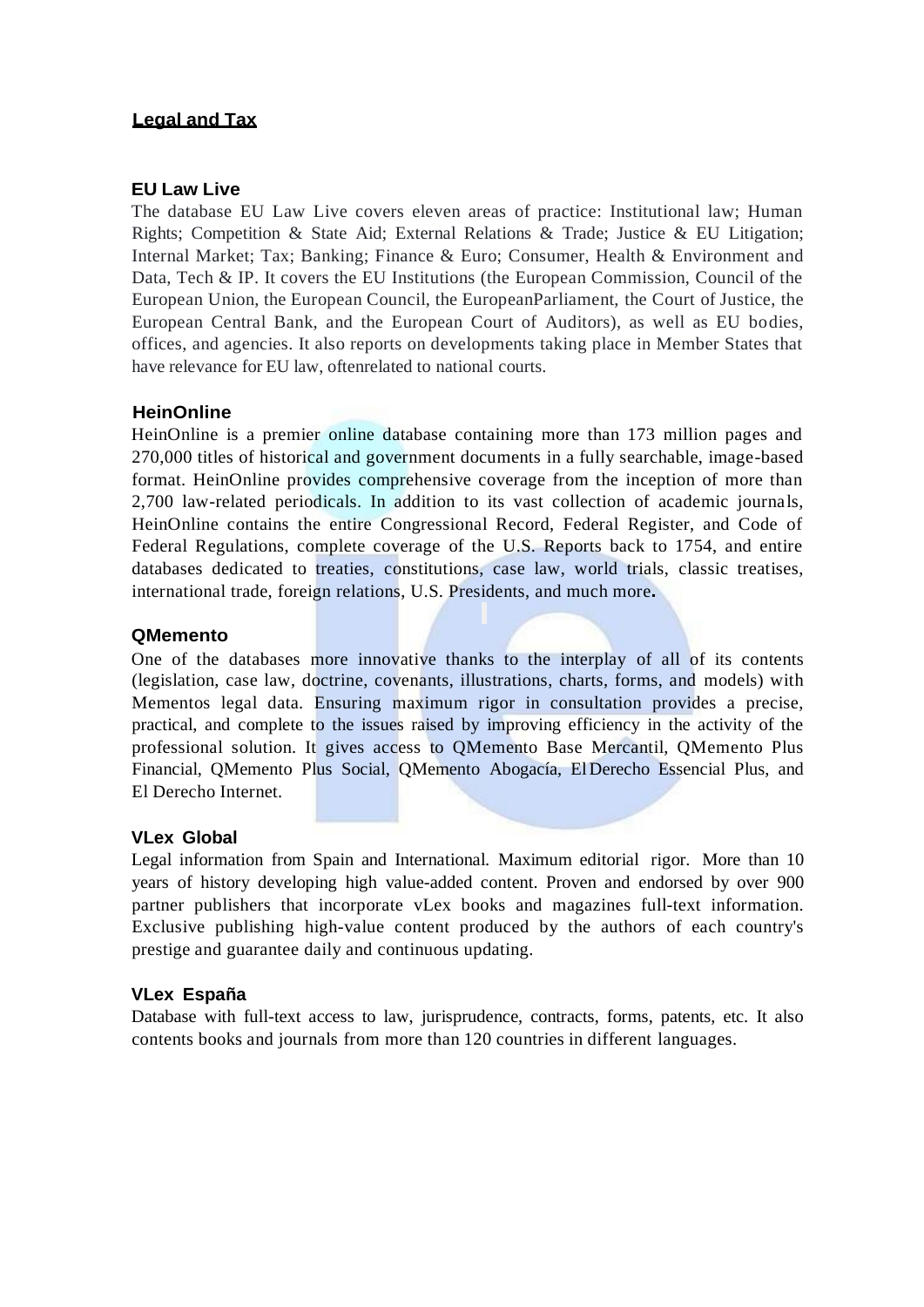## Legal and Tax

### EU Law Live

The database EU Law Live covers eleven areas of practice: Institutional law; Human Rights; Competition & State Aid; External Relations & Trade; Justice & EU Litigation; Internal Market; Tax; Banking; Finance & Euro; Consumer, Health & Environment and Data, Tech & IP. It covers the EU Institutions (the European Commission, Council of the European Union, the European Council, the EuropeanParliament, the Court of Justice, the European Central Bank, and the European Court of Auditors), as well as EU bodies, offices, and agencies. It also reports on developments taking place in Member States that have relevance for EU law, oftenrelated to national courts.

### HeinOnline

HeinOnline is a premier online database containing more than 173 million pages and 270,000 titles of historical and government documents in a fully searchable, image-based format. HeinOnline provides comprehensive coverage from the inception of more than 2,700 law-related periodicals. In addition to its vast collection of academic journals, HeinOnline contains the entire Congressional Record, Federal Register, and Code of Federal Regulations, complete coverage of the U.S. Reports back to 1754, and entire databases dedicated to treaties, constitutions, case law, world trials, classic treatises, international trade, foreign relations, U.S. Presidents, and much more**.**

### QMemento

One of the databases more innovative thanks to the interplay of all of its contents (legislation, case law, doctrine, covenants, illustrations, charts, forms, and models) with Mementos legal data. Ensuring maximum rigor in consultation provides a precise, practical, and complete to the issues raised by improving efficiency in the activity of the professional solution. It gives access to QMemento Base Mercantil, QMemento Plus Financial, QMemento Plus Social, QMemento Abogacía, El Derecho Essencial Plus, and El Derecho Internet.

### VLex Global

Legal information from Spain and International. Maximum editorial rigor. More than 10 years of history developing high value-added content. Proven and endorsed by over 900 partner publishers that incorporate vLex books and magazines full-text information. Exclusive publishing high-value content produced by the authors of each country's prestige and guarantee daily and continuous updating.

### VLex España

Database with full-text access to law, jurisprudence, contracts, forms, patents, etc. It also contents books and journals from more than 120 countries in different languages.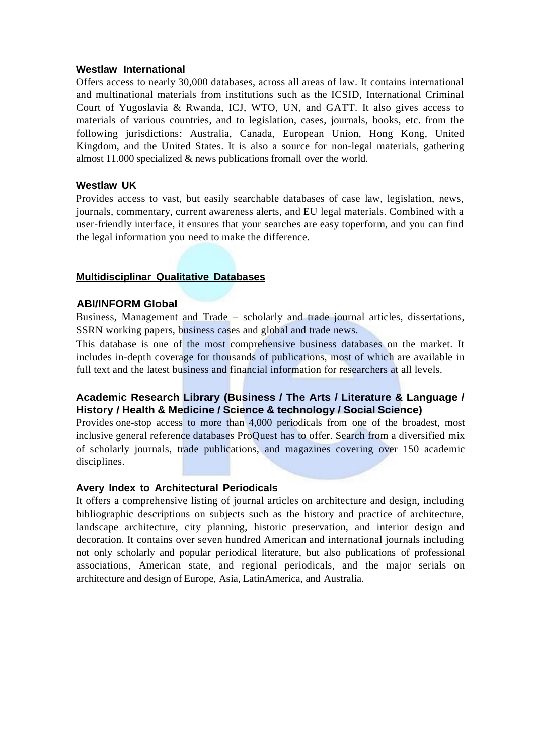### Westlaw International

Offers access to nearly 30,000 databases, across all areas of law. It contains international and multinational materials from institutions such as the ICSID, International Criminal Court of Yugoslavia & Rwanda, ICJ, WTO, UN, and GATT. It also gives access to materials of various countries, and to legislation, cases, journals, books, etc. from the following jurisdictions: Australia, Canada, European Union, Hong Kong, United Kingdom, and the United States. It is also a source for non-legal materials, gathering almost 11.000 specialized & news publications fromall over the world.

### Westlaw UK

Provides access to vast, but easily searchable databases of case law, legislation, news, journals, commentary, current awareness alerts, and EU legal materials. Combined with a user-friendly interface, it ensures that your searches are easy toperform, and you can find the legal information you need to make the difference.

## Multidisciplinar Qualitative Databases

### ABI/INFORM Global

Business, Management and Trade – scholarly and trade journal articles, dissertations, SSRN working papers, business cases and global and trade news.

This database is one of the most comprehensive business databases on the market. It includes in-depth coverage for thousands of publications, most of which are available in full text and the latest business and financial information for researchers at all levels.

### Academic Research Library (Business / The Arts / Literature & Language / History / Health & Medicine / Science & technology / Social Science)

Provides one-stop access to more than 4,000 periodicals from one of the broadest, most inclusive general reference databases ProQuest has to offer. Search from a diversified mix of scholarly journals, trade publications, and magazines covering over 150 academic disciplines.

### Avery Index to Architectural Periodicals

It offers a comprehensive listing of journal articles on architecture and design, including bibliographic descriptions on subjects such as the history and practice of architecture, landscape architecture, city planning, historic preservation, and interior design and decoration. It contains over seven hundred American and international journals including not only scholarly and popular periodical literature, but also publications of professional associations, American state, and regional periodicals, and the major serials on architecture and design of Europe, Asia, LatinAmerica, and Australia.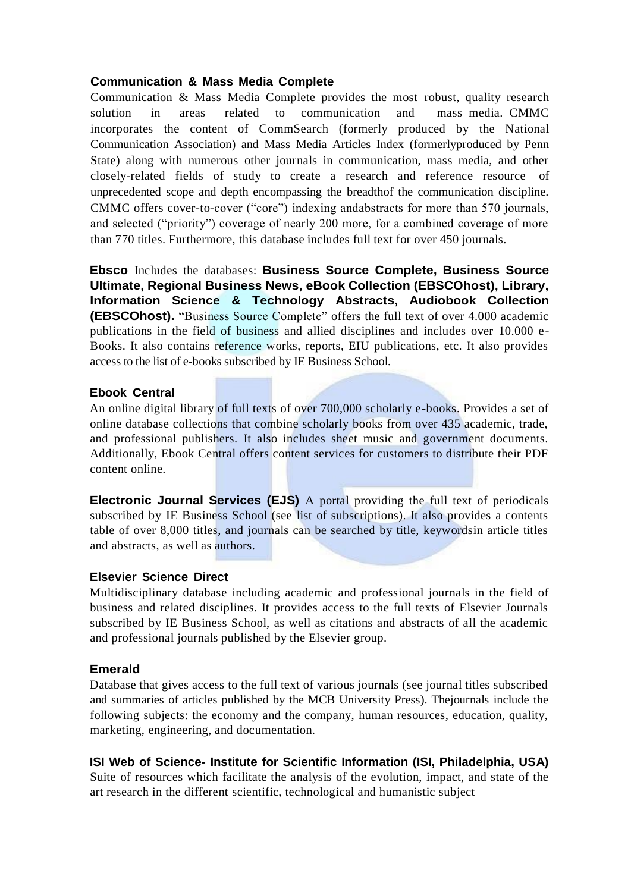### Communication & Mass Media Complete

Communication & Mass Media Complete provides the most robust, quality research solution in areas related to communication and mass media. CMMC incorporates the content of CommSearch (formerly produced by the National Communication Association) and Mass Media Articles Index (formerlyproduced by Penn State) along with numerous other journals in communication, mass media, and other closely-related fields of study to create a research and reference resource of unprecedented scope and depth encompassing the breadthof the communication discipline. CMMC offers cover-to-cover ("core") indexing andabstracts for more than 570 journals, and selected ("priority") coverage of nearly 200 more, for a combined coverage of more than 770 titles. Furthermore, this database includes full text for over 450 journals.

**Ebsco** Includes the databases: **Business Source Complete, Business Source Ultimate, Regional Business News, eBook Collection (EBSCOhost), Library, Information Science & Technology Abstracts, Audiobook Collection (EBSCOhost).** "Business Source Complete" offers the full text of over 4.000 academic publications in the field of business and allied disciplines and includes over 10.000 e-Books. It also contains reference works, reports, EIU publications, etc. It also provides access to the list of e-books subscribed by IE Business School.

### Ebook Central

An online digital library of full texts of over 700,000 scholarly e-books. Provides a set of online database collections that combine scholarly books from over 435 academic, trade, and professional publishers. It also includes sheet music and government documents. Additionally, Ebook Central offers content services for customers to distribute their PDF content online.

**Electronic Journal Services (EJS)** A portal providing the full text of periodicals subscribed by IE Business School (see list of subscriptions). It also provides a contents table of over 8,000 titles, and journals can be searched by title, keywordsin article titles and abstracts, as well as authors.

### Elsevier Science Direct

Multidisciplinary database including academic and professional journals in the field of business and related disciplines. It provides access to the full texts of Elsevier Journals subscribed by IE Business School, as well as citations and abstracts of all the academic and professional journals published by the Elsevier group.

### Emerald

Database that gives access to the full text of various journals (see journal titles subscribed and summaries of articles published by the MCB University Press). Thejournals include the following subjects: the economy and the company, human resources, education, quality, marketing, engineering, and documentation.

### ISI Web of Science- Institute for Scientific Information (ISI, Philadelphia, USA)

Suite of resources which facilitate the analysis of the evolution, impact, and state of the art research in the different scientific, technological and humanistic subject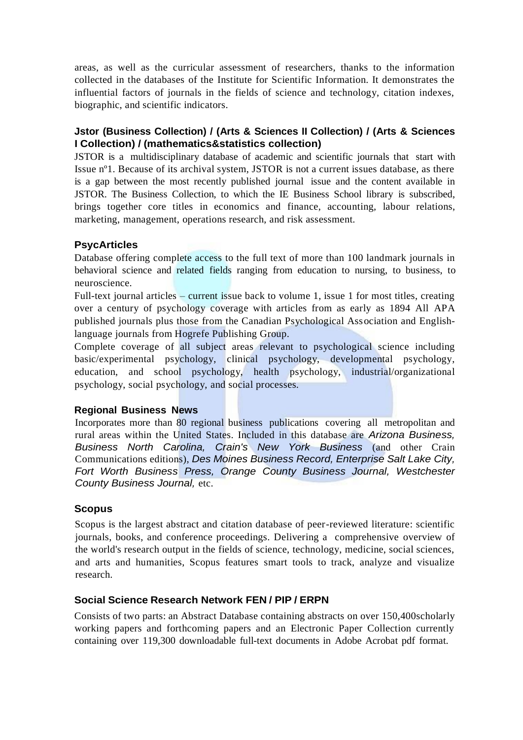areas, as well as the curricular assessment of researchers, thanks to the information collected in the databases of the Institute for Scientific Information. It demonstrates the influential factors of journals in the fields of science and technology, citation indexes, biographic, and scientific indicators.

### Jstor (Business Collection) / (Arts & Sciences II Collection) / (Arts & Sciences I Collection) / (mathematics&statistics collection)

JSTOR is a multidisciplinary database of academic and scientific journals that start with Issue nº1. Because of its archival system, JSTOR is not a current issues database, as there is a gap between the most recently published journal issue and the content available in JSTOR. The Business Collection, to which the IE Business School library is subscribed, brings together core titles in economics and finance, accounting, labour relations, marketing, management, operations research, and risk assessment.

### PsycArticles

Database offering complete access to the full text of more than 100 landmark journals in behavioral science and related fields ranging from education to nursing, to business, to neuroscience.

Full-text journal articles – current issue back to volume 1, issue 1 for most titles, creating over a century of psychology coverage with articles from as early as 1894 All APA published journals plus those from the Canadian Psychological Association and English-language journals from Hogrefe Publishing Group.

Complete coverage of all subject areas relevant to psychological science including basic/experimental psychology, clinical psychology, developmental psychology, education, and school psychology, health psychology, industrial/organizational psychology, social psychology, and social processes.

### Regional Business News

Incorporates more than 80 regional business publications covering all metropolitan and rural areas within the United States. Included in this database are *Arizona Business, Business North Carolina, Crain's New York Business* (and other Crain Communications editions), *Des Moines Business Record, Enterprise Salt Lake City, Fort Worth Business Press, Orange County Business Journal, Westchester County Business Journal,* etc.

### Scopus

Scopus is the largest abstract and citation database of peer-reviewed literature: scientific journals, books, and conference proceedings. Delivering a comprehensive overview of the world's research output in the fields of science, technology, medicine, social sciences, and arts and humanities, Scopus features smart tools to track, analyze and visualize research.

### Social Science Research Network FEN / PIP / ERPN

Consists of two parts: an Abstract Database containing abstracts on over 150,400scholarly working papers and forthcoming papers and an Electronic Paper Collection currently containing over 119,300 downloadable full-text documents in Adobe Acrobat pdf format.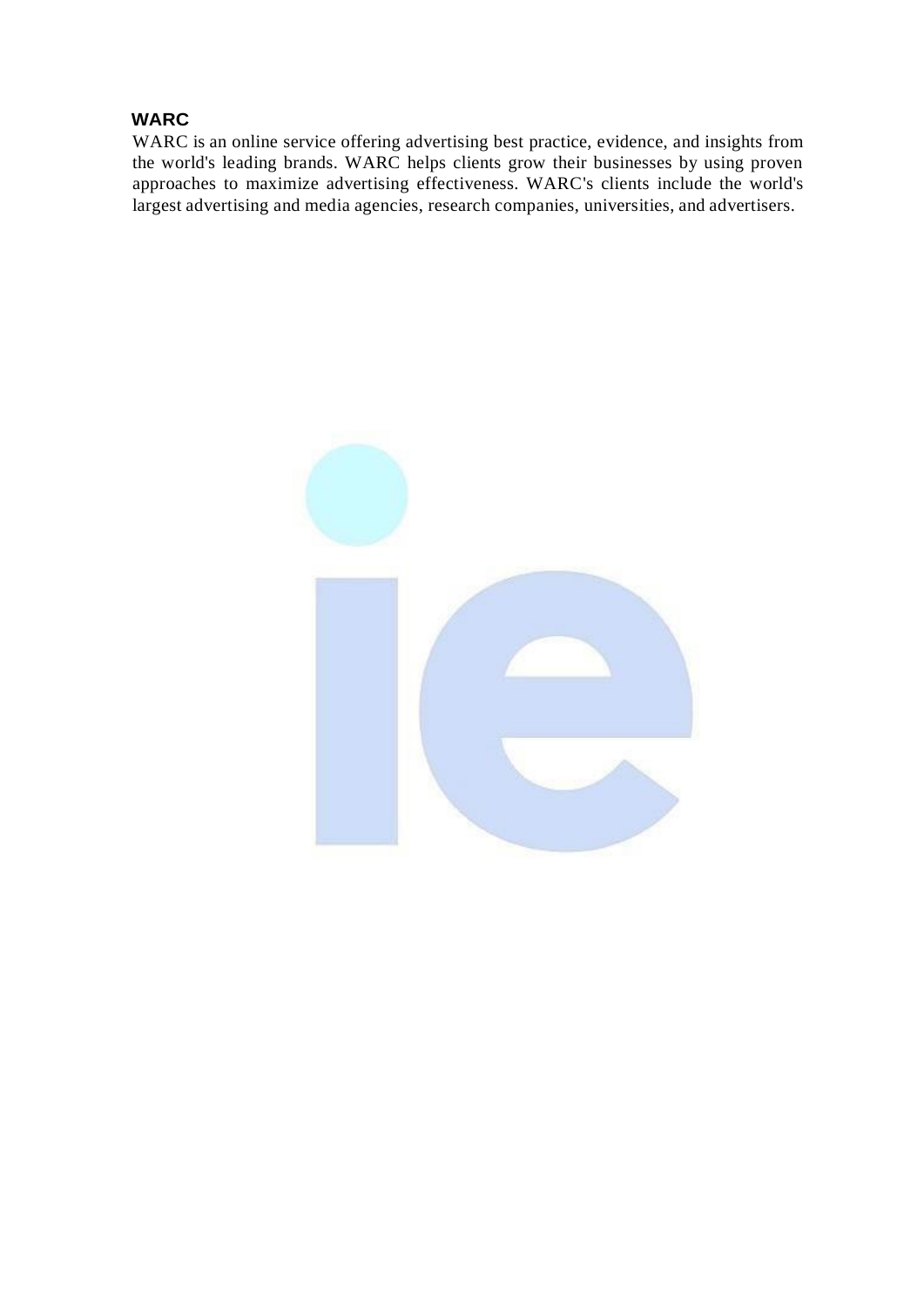**WARC**

WARC is an online service offering advertising best practice, evidence, and insights from the world's leading brands. WARC helps clients grow their businesses by using proven approaches to maximize advertising effectiveness. WARC's clients include the world's largest advertising and media agencies, research companies, universities, and advertisers.